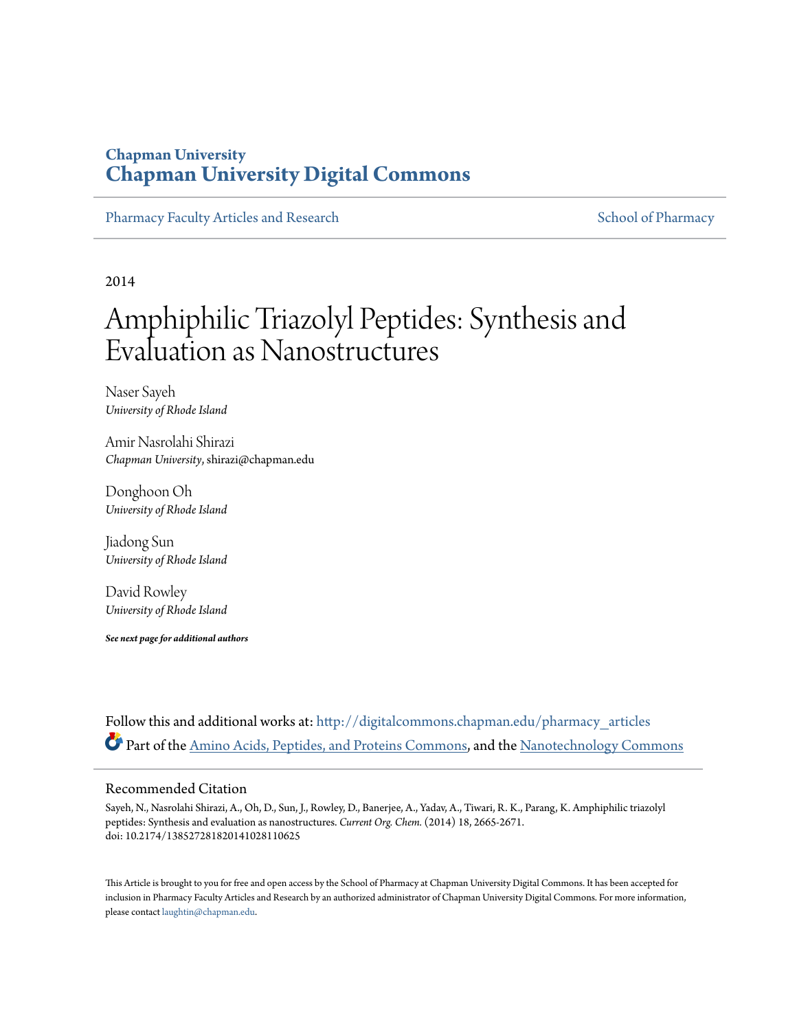# Chapman University
# Chapman University Digital Commons

Pharmacy Faculty Articles and Research | School of Pharmacy

2014

# Amphiphilic Triazolyl Peptides: Synthesis and Evaluation as Nanostructures

Naser Sayeh
*University of Rhode Island*

Amir Nasrolahi Shirazi
*Chapman University*, shirazi@chapman.edu

Donghoon Oh
*University of Rhode Island*

Jiadong Sun
*University of Rhode Island*

David Rowley
*University of Rhode Island*

***See next page for additional authors***

Follow this and additional works at: http://digitalcommons.chapman.edu/pharmacy_articles

Part of the Amino Acids, Peptides, and Proteins Commons, and the Nanotechnology Commons

## Recommended Citation

Sayeh, N., Nasrolahi Shirazi, A., Oh, D., Sun, J., Rowley, D., Banerjee, A., Yadav, A., Tiwari, R. K., Parang, K. Amphiphilic triazolyl peptides: Synthesis and evaluation as nanostructures. *Current Org. Chem.* (2014) 18, 2665-2671. doi: 10.2174/1385272818201410281106 25

This Article is brought to you for free and open access by the School of Pharmacy at Chapman University Digital Commons. It has been accepted for inclusion in Pharmacy Faculty Articles and Research by an authorized administrator of Chapman University Digital Commons. For more information, please contact laughtin@chapman.edu.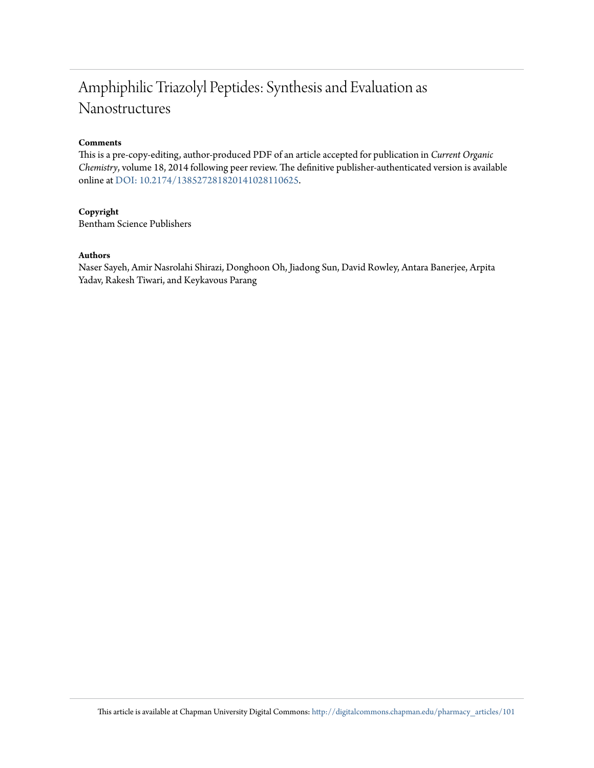# Amphiphilic Triazolyl Peptides: Synthesis and Evaluation as Nanostructures

**Comments**

This is a pre-copy-editing, author-produced PDF of an article accepted for publication in *Current Organic Chemistry*, volume 18, 2014 following peer review. The definitive publisher-authenticated version is available online at DOI: 10.2174/1385272818201410281106​25.

**Copyright**

Bentham Science Publishers

**Authors**

Naser Sayeh, Amir Nasrolahi Shirazi, Donghoon Oh, Jiadong Sun, David Rowley, Antara Banerjee, Arpita Yadav, Rakesh Tiwari, and Keykavous Parang

This article is available at Chapman University Digital Commons: http://digitalcommons.chapman.edu/pharmacy_articles/101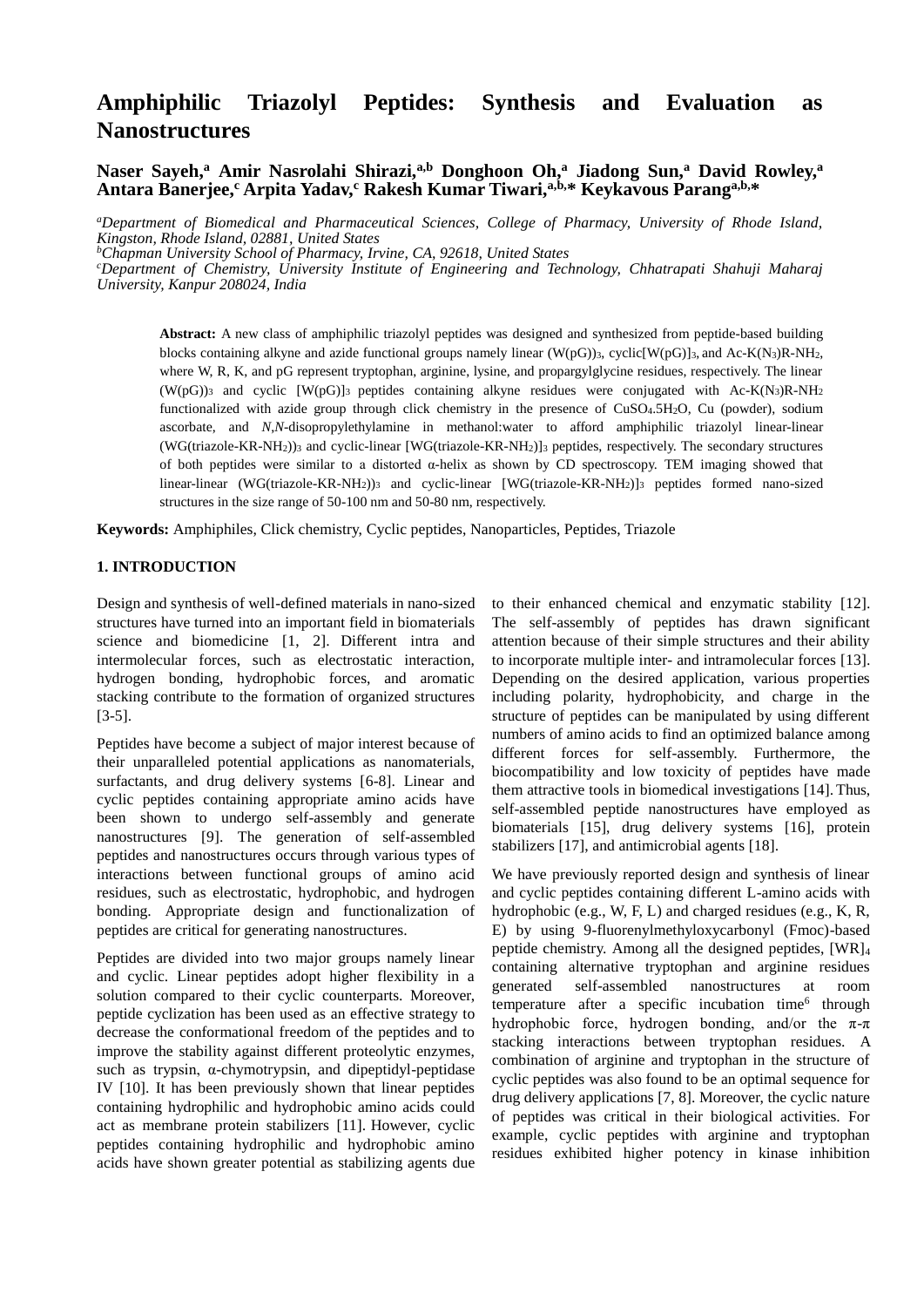# Amphiphilic Triazolyl Peptides: Synthesis and Evaluation as Nanostructures

**Naser Sayeh,[a] Amir Nasrolahi Shirazi,[a,b] Donghoon Oh,[a] Jiadong Sun,[a] David Rowley,[a] Antara Banerjee,[c] Arpita Yadav,[c] Rakesh Kumar Tiwari,[a,b,]* Keykavous Parang[a,b,]***

[a]*Department of Biomedical and Pharmaceutical Sciences, College of Pharmacy, University of Rhode Island, Kingston, Rhode Island, 02881, United States*
[b]*Chapman University School of Pharmacy, Irvine, CA, 92618, United States*
[c]*Department of Chemistry, University Institute of Engineering and Technology, Chhatrapati Shahuji Maharaj University, Kanpur 208024, India*

**Abstract:** A new class of amphiphilic triazolyl peptides was designed and synthesized from peptide-based building blocks containing alkyne and azide functional groups namely linear (W(pG))$_3$, cyclic[W(pG)]$_3$, and Ac-K(N$_3$)R-NH$_2$, where W, R, K, and pG represent tryptophan, arginine, lysine, and propargylglycine residues, respectively. The linear (W(pG))$_3$ and cyclic [W(pG)]$_3$ peptides containing alkyne residues were conjugated with Ac-K(N$_3$)R-NH$_2$ functionalized with azide group through click chemistry in the presence of $CuSO_4.5H_2O$, Cu (powder), sodium ascorbate, and *N,N*-disopropylethylamine in methanol:water to afford amphiphilic triazolyl linear-linear (WG(triazole-KR-NH$_2$))$_3$ and cyclic-linear [WG(triazole-KR-NH$_2$)]$_3$ peptides, respectively. The secondary structures of both peptides were similar to a distorted α-helix as shown by CD spectroscopy. TEM imaging showed that linear-linear (WG(triazole-KR-NH$_2$))$_3$ and cyclic-linear [WG(triazole-KR-NH$_2$)]$_3$ peptides formed nano-sized structures in the size range of 50-100 nm and 50-80 nm, respectively.

**Keywords:** Amphiphiles, Click chemistry, Cyclic peptides, Nanoparticles, Peptides, Triazole

## 1. INTRODUCTION

Design and synthesis of well-defined materials in nano-sized structures have turned into an important field in biomaterials science and biomedicine [1, 2]. Different intra and intermolecular forces, such as electrostatic interaction, hydrogen bonding, hydrophobic forces, and aromatic stacking contribute to the formation of organized structures [3-5].

Peptides have become a subject of major interest because of their unparalleled potential applications as nanomaterials, surfactants, and drug delivery systems [6-8]. Linear and cyclic peptides containing appropriate amino acids have been shown to undergo self-assembly and generate nanostructures [9]. The generation of self-assembled peptides and nanostructures occurs through various types of interactions between functional groups of amino acid residues, such as electrostatic, hydrophobic, and hydrogen bonding. Appropriate design and functionalization of peptides are critical for generating nanostructures.

Peptides are divided into two major groups namely linear and cyclic. Linear peptides adopt higher flexibility in a solution compared to their cyclic counterparts. Moreover, peptide cyclization has been used as an effective strategy to decrease the conformational freedom of the peptides and to improve the stability against different proteolytic enzymes, such as trypsin, α-chymotrypsin, and dipeptidyl-peptidase IV [10]. It has been previously shown that linear peptides containing hydrophilic and hydrophobic amino acids could act as membrane protein stabilizers [11]. However, cyclic peptides containing hydrophilic and hydrophobic amino acids have shown greater potential as stabilizing agents due to their enhanced chemical and enzymatic stability [12]. The self-assembly of peptides has drawn significant attention because of their simple structures and their ability to incorporate multiple inter- and intramolecular forces [13]. Depending on the desired application, various properties including polarity, hydrophobicity, and charge in the structure of peptides can be manipulated by using different numbers of amino acids to find an optimized balance among different forces for self-assembly. Furthermore, the biocompatibility and low toxicity of peptides have made them attractive tools in biomedical investigations [14]. Thus, self-assembled peptide nanostructures have employed as biomaterials [15], drug delivery systems [16], protein stabilizers [17], and antimicrobial agents [18].

We have previously reported design and synthesis of linear and cyclic peptides containing different L-amino acids with hydrophobic (e.g., W, F, L) and charged residues (e.g., K, R, E) by using 9-fluorenylmethyloxycarbonyl (Fmoc)-based peptide chemistry. Among all the designed peptides, [WR]$_4$ containing alternative tryptophan and arginine residues generated self-assembled nanostructures at room temperature after a specific incubation time[6] through hydrophobic force, hydrogen bonding, and/or the π-π stacking interactions between tryptophan residues. A combination of arginine and tryptophan in the structure of cyclic peptides was also found to be an optimal sequence for drug delivery applications [7, 8]. Moreover, the cyclic nature of peptides was critical in their biological activities. For example, cyclic peptides with arginine and tryptophan residues exhibited higher potency in kinase inhibition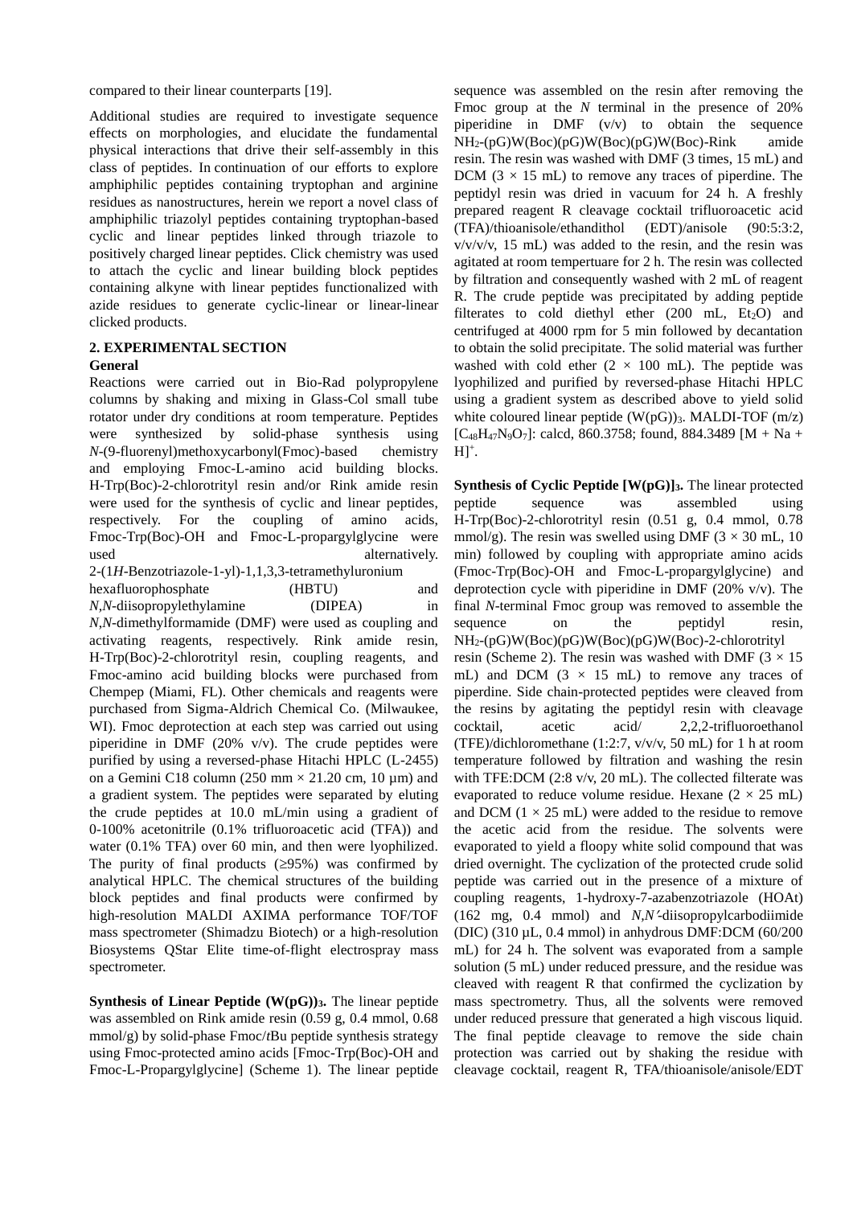compared to their linear counterparts [19].

Additional studies are required to investigate sequence effects on morphologies, and elucidate the fundamental physical interactions that drive their self-assembly in this class of peptides. In continuation of our efforts to explore amphiphilic peptides containing tryptophan and arginine residues as nanostructures, herein we report a novel class of amphiphilic triazolyl peptides containing tryptophan-based cyclic and linear peptides linked through triazole to positively charged linear peptides. Click chemistry was used to attach the cyclic and linear building block peptides containing alkyne with linear peptides functionalized with azide residues to generate cyclic-linear or linear-linear clicked products.

## 2. EXPERIMENTAL SECTION

### General

Reactions were carried out in Bio-Rad polypropylene columns by shaking and mixing in Glass-Col small tube rotator under dry conditions at room temperature. Peptides were synthesized by solid-phase synthesis using *N*-(9-fluorenyl)methoxycarbonyl(Fmoc)-based chemistry and employing Fmoc-L-amino acid building blocks. H-Trp(Boc)-2-chlorotrityl resin and/or Rink amide resin were used for the synthesis of cyclic and linear peptides, respectively. For the coupling of amino acids, Fmoc-Trp(Boc)-OH and Fmoc-L-propargylglycine were used alternatively. 2-(1*H*-Benzotriazole-1-yl)-1,1,3,3-tetramethyluronium hexafluorophosphate (HBTU) and *N,N*-diisopropylethylamine (DIPEA) in *N,N*-dimethylformamide (DMF) were used as coupling and activating reagents, respectively. Rink amide resin, H-Trp(Boc)-2-chlorotrityl resin, coupling reagents, and Fmoc-amino acid building blocks were purchased from Chempep (Miami, FL). Other chemicals and reagents were purchased from Sigma-Aldrich Chemical Co. (Milwaukee, WI). Fmoc deprotection at each step was carried out using piperidine in DMF (20% v/v). The crude peptides were purified by using a reversed-phase Hitachi HPLC (L-2455) on a Gemini C18 column (250 mm × 21.20 cm, 10 µm) and a gradient system. The peptides were separated by eluting the crude peptides at 10.0 mL/min using a gradient of 0-100% acetonitrile (0.1% trifluoroacetic acid (TFA)) and water (0.1% TFA) over 60 min, and then were lyophilized. The purity of final products (≥95%) was confirmed by analytical HPLC. The chemical structures of the building block peptides and final products were confirmed by high-resolution MALDI AXIMA performance TOF/TOF mass spectrometer (Shimadzu Biotech) or a high-resolution Biosystems QStar Elite time-of-flight electrospray mass spectrometer.

**Synthesis of Linear Peptide (W(pG))$_3$.** The linear peptide was assembled on Rink amide resin (0.59 g, 0.4 mmol, 0.68 mmol/g) by solid-phase Fmoc/*t*Bu peptide synthesis strategy using Fmoc-protected amino acids [Fmoc-Trp(Boc)-OH and Fmoc-L-Propargylglycine] (Scheme 1). The linear peptide sequence was assembled on the resin after removing the Fmoc group at the *N* terminal in the presence of 20% piperidine in DMF (v/v) to obtain the sequence NH$_2$-(pG)W(Boc)(pG)W(Boc)(pG)W(Boc)-Rink amide resin. The resin was washed with DMF (3 times, 15 mL) and DCM (3 × 15 mL) to remove any traces of piperdine. The peptidyl resin was dried in vacuum for 24 h. A freshly prepared reagent R cleavage cocktail trifluoroacetic acid (TFA)/thioanisole/ethandithol (EDT)/anisole (90:5:3:2, v/v/v/v, 15 mL) was added to the resin, and the resin was agitated at room tempertuare for 2 h. The resin was collected by filtration and consequently washed with 2 mL of reagent R. The crude peptide was precipitated by adding peptide filterates to cold diethyl ether (200 mL, Et$_2$O) and centrifuged at 4000 rpm for 5 min followed by decantation to obtain the solid precipitate. The solid material was further washed with cold ether (2 × 100 mL). The peptide was lyophilized and purified by reversed-phase Hitachi HPLC using a gradient system as described above to yield solid white coloured linear peptide (W(pG))$_3$. MALDI-TOF (m/z) [$C_{48}H_{47}N_9O_7$]: calcd, 860.3758; found, 884.3489 [M + Na + H]$^+$.

**Synthesis of Cyclic Peptide [W(pG)]$_3$.** The linear protected peptide sequence was assembled using H-Trp(Boc)-2-chlorotrityl resin (0.51 g, 0.4 mmol, 0.78 mmol/g). The resin was swelled using DMF (3 × 30 mL, 10 min) followed by coupling with appropriate amino acids (Fmoc-Trp(Boc)-OH and Fmoc-L-propargylglycine) and deprotection cycle with piperidine in DMF (20% v/v). The final *N*-terminal Fmoc group was removed to assemble the sequence on the peptidyl resin, NH$_2$-(pG)W(Boc)(pG)W(Boc)(pG)W(Boc)-2-chlorotrityl resin (Scheme 2). The resin was washed with DMF (3 × 15 mL) and DCM (3 × 15 mL) to remove any traces of piperdine. Side chain-protected peptides were cleaved from the resins by agitating the peptidyl resin with cleavage cocktail, acetic acid/ 2,2,2-trifluoroethanol (TFE)/dichloromethane (1:2:7, v/v/v, 50 mL) for 1 h at room temperature followed by filtration and washing the resin with TFE:DCM (2:8 v/v, 20 mL). The collected filterate was evaporated to reduce volume residue. Hexane (2 × 25 mL) and DCM (1 × 25 mL) were added to the residue to remove the acetic acid from the residue. The solvents were evaporated to yield a floopy white solid compound that was dried overnight. The cyclization of the protected crude solid peptide was carried out in the presence of a mixture of coupling reagents, 1-hydroxy-7-azabenzotriazole (HOAt) (162 mg, 0.4 mmol) and *N,N'*-diisopropylcarbodiimide (DIC) (310 µL, 0.4 mmol) in anhydrous DMF:DCM (60/200 mL) for 24 h. The solvent was evaporated from a sample solution (5 mL) under reduced pressure, and the residue was cleaved with reagent R that confirmed the cyclization by mass spectrometry. Thus, all the solvents were removed under reduced pressure that generated a high viscous liquid. The final peptide cleavage to remove the side chain protection was carried out by shaking the residue with cleavage cocktail, reagent R, TFA/thioanisole/anisole/EDT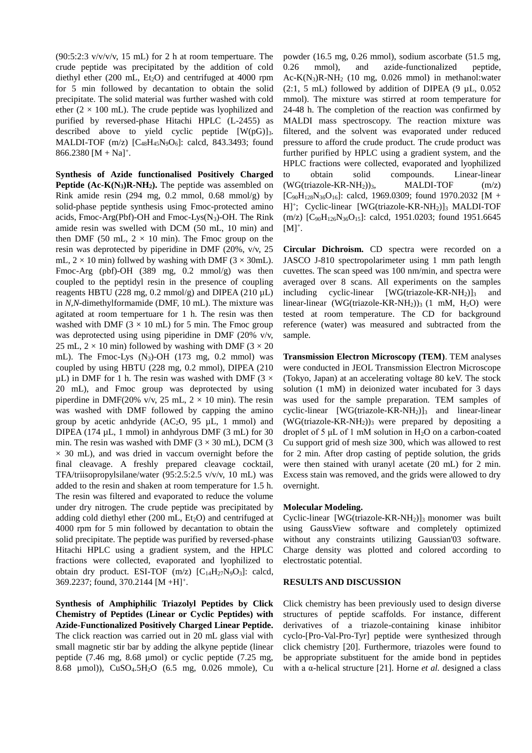(90:5:2:3 v/v/v/v, 15 mL) for 2 h at room tempertuare. The crude peptide was precipitated by the addition of cold diethyl ether (200 mL, $Et_2O$) and centrifuged at 4000 rpm for 5 min followed by decantation to obtain the solid precipitate. The solid material was further washed with cold ether (2 × 100 mL). The crude peptide was lyophilized and purified by reversed-phase Hitachi HPLC (L-2455) as described above to yield cyclic peptide $[W(pG)]_3$. MALDI-TOF (m/z) $[C_{48}H_{45}N_9O_6]$: calcd, 843.3493; found 866.2380 $[M + Na]^+$.

**Synthesis of Azide functionalised Positively Charged Peptide ($Ac$-$K(N_3)R$-$NH_2$).** The peptide was assembled on Rink amide resin (294 mg, 0.2 mmol, 0.68 mmol/g) by solid-phase peptide synthesis using Fmoc-protected amino acids, Fmoc-Arg(Pbf)-OH and Fmoc-Lys($N_3$)-OH. The Rink amide resin was swelled with DCM (50 mL, 10 min) and then DMF (50 mL, 2 × 10 min). The Fmoc group on the resin was deprotected by piperidine in DMF (20%, v/v, 25 mL, 2 × 10 min) follwed by washing with DMF (3 × 30mL). Fmoc-Arg (pbf)-OH (389 mg, 0.2 mmol/g) was then coupled to the peptidyl resin in the presence of coupling reagents HBTU (228 mg, 0.2 mmol/g) and DIPEA (210 µL) in *N,N*-dimethylformamide (DMF, 10 mL). The mixture was agitated at room tempertuare for 1 h. The resin was then washed with DMF (3 × 10 mL) for 5 min. The Fmoc group was deprotected using using piperidine in DMF (20% v/v, 25 mL, 2 × 10 min) followed by washing with DMF (3 × 20 mL). The Fmoc-Lys ($N_3$)-OH (173 mg, 0.2 mmol) was coupled by using HBTU (228 mg, 0.2 mmol), DIPEA (210 µL) in DMF for 1 h. The resin was washed with DMF (3 × 20 mL), and Fmoc group was deprotected by using piperdine in DMF(20% v/v, 25 mL, 2 × 10 min). The resin was washed with DMF followed by capping the amino group by acetic anhdyride ($AC_2O$, 95 µL, 1 mmol) and DIPEA (174 µL, 1 mmol) in anhdyrous DMF (3 mL) for 30 min. The resin was washed with DMF (3 × 30 mL), DCM (3 × 30 mL), and was dried in vaccum overnight before the final cleavage. A freshly prepared cleavage cocktail, TFA/triisopropylsilane/water (95:2.5:2.5 v/v/v, 10 mL) was added to the resin and shaken at room temperature for 1.5 h. The resin was filtered and evaporated to reduce the volume under dry nitrogen. The crude peptide was precipitated by adding cold diethyl ether (200 mL, $Et_2O$) and centrifuged at 4000 rpm for 5 min followed by decantation to obtain the solid precipitate. The peptide was purified by reversed-phase Hitachi HPLC using a gradient system, and the HPLC fractions were collected, evaporated and lyophilized to obtain dry product. ESI-TOF (m/z) $[C_{14}H_{27}N_9O_3]$: calcd, 369.2237; found, 370.2144 $[M + H]^+$.

**Synthesis of Amphiphilic Triazolyl Peptides by Click Chemistry of Peptides (Linear or Cyclic Peptides) with Azide-Functionalized Positively Charged Linear Peptide.** The click reaction was carried out in 20 mL glass vial with small magnetic stir bar by adding the alkyne peptide (linear peptide (7.46 mg, 8.68 µmol) or cyclic peptide (7.25 mg, 8.68 µmol)), $CuSO_4.5H_2O$ (6.5 mg, 0.026 mmole), Cu powder (16.5 mg, 0.26 mmol), sodium ascorbate (51.5 mg, 0.26 mmol), and azide-functionalized peptide, $Ac$-$K(N_3)R$-$NH_2$ (10 mg, 0.026 mmol) in methanol:water (2:1, 5 mL) followed by addition of DIPEA (9 µL, 0.052 mmol). The mixture was stirred at room temperature for 24-48 h. The completion of the reaction was confirmed by MALDI mass spectroscopy. The reaction mixture was filtered, and the solvent was evaporated under reduced pressure to afford the crude product. The crude product was further purified by HPLC using a gradient system, and the HPLC fractions were collected, evaporated and lyophilized to obtain solid compounds. Linear-linear $(WG(\text{triazole-KR-NH}_2))_3$, MALDI-TOF (m/z) $[C_{90}H_{128}N_{36}O_{16}]$: calcd, 1969.0309; found 1970.2032 $[M + H]^+$; Cyclic-linear $[WG(\text{triazole-KR-NH}_2)]_3$ MALDI-TOF (m/z) $[C_{90}H_{126}N_{36}O_{15}]$: calcd, 1951.0203; found 1951.6645 $[M]^+$.

**Circular Dichroism.** CD spectra were recorded on a JASCO J-810 spectropolarimeter using 1 mm path length cuvettes. The scan speed was 100 nm/min, and spectra were averaged over 8 scans. All experiments on the samples including cyclic-linear $[WG(\text{triazole-KR-NH}_2)]_3$ and linear-linear $(WG(\text{triazole-KR-NH}_2))_3$ (1 mM, $H_2O$) were tested at room temperature. The CD for background reference (water) was measured and subtracted from the sample.

**Transmission Electron Microscopy (TEM)**. TEM analyses were conducted in JEOL Transmission Electron Microscope (Tokyo, Japan) at an accelerating voltage 80 keV. The stock solution (1 mM) in deionized water incubated for 3 days was used for the sample preparation. TEM samples of cyclic-linear $[WG(\text{triazole-KR-NH}_2)]_3$ and linear-linear $(WG(\text{triazole-KR-NH}_2))_3$ were prepared by depositing a droplet of 5 µL of 1 mM solution in $H_2O$ on a carbon-coated Cu support grid of mesh size 300, which was allowed to rest for 2 min. After drop casting of peptide solution, the grids were then stained with uranyl acetate (20 mL) for 2 min. Excess stain was removed, and the grids were allowed to dry overnight.

**Molecular Modeling.**

Cyclic-linear $[WG(\text{triazole-KR-NH}_2)]_3$ monomer was built using GaussView software and completely optimized without any constraints utilizing Gaussian'03 software. Charge density was plotted and colored according to electrostatic potential.

## RESULTS AND DISCUSSION

Click chemistry has been previously used to design diverse structures of peptide scaffolds. For instance, different derivatives of a triazole-containing kinase inhibitor cyclo-[Pro-Val-Pro-Tyr] peptide were synthesized through click chemistry [20]. Furthermore, triazoles were found to be appropriate substituent for the amide bond in peptides with a α-helical structure [21]. Horne *et al.* designed a class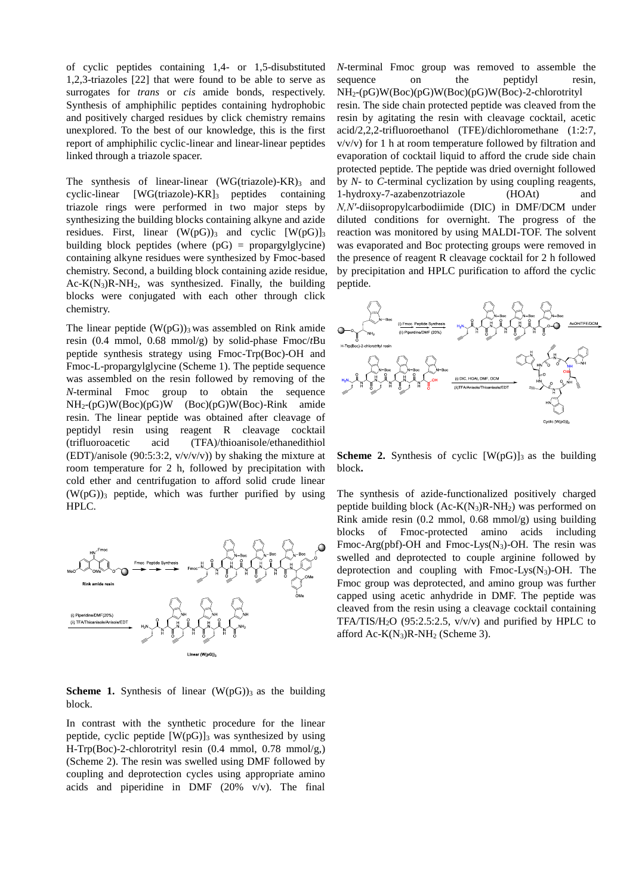of cyclic peptides containing 1,4- or 1,5-disubstituted 1,2,3-triazoles [22] that were found to be able to serve as surrogates for *trans* or *cis* amide bonds, respectively. Synthesis of amphiphilic peptides containing hydrophobic and positively charged residues by click chemistry remains unexplored. To the best of our knowledge, this is the first report of amphiphilic cyclic-linear and linear-linear peptides linked through a triazole spacer.

The synthesis of linear-linear $(WG(triazole)\text{-}KR)_3$ and cyclic-linear $[WG(triazole)\text{-}KR]_3$ peptides containing triazole rings were performed in two major steps by synthesizing the building blocks containing alkyne and azide residues. First, linear $(W(pG))_3$ and cyclic $[W(pG)]_3$ building block peptides (where (pG) = propargylglycine) containing alkyne residues were synthesized by Fmoc-based chemistry. Second, a building block containing azide residue, $Ac\text{-}K(N_3)R\text{-}NH_2$, was synthesized. Finally, the building blocks were conjugated with each other through click chemistry.

The linear peptide $(W(pG))_3$ was assembled on Rink amide resin (0.4 mmol, 0.68 mmol/g) by solid-phase Fmoc/*t*Bu peptide synthesis strategy using Fmoc-Trp(Boc)-OH and Fmoc-L-propargylglycine (Scheme 1). The peptide sequence was assembled on the resin followed by removing of the *N*-terminal Fmoc group to obtain the sequence $NH_2$-(pG)W(Boc)(pG)W (Boc)(pG)W(Boc)-Rink amide resin. The linear peptide was obtained after cleavage of peptidyl resin using reagent R cleavage cocktail (trifluoroacetic acid (TFA)/thioanisole/ethanedithiol (EDT)/anisole (90:5:3:2, v/v/v/v)) by shaking the mixture at room temperature for 2 h, followed by precipitation with cold ether and centrifugation to afford solid crude linear $(W(pG))_3$ peptide, which was further purified by using HPLC.

**Scheme 1.** Synthesis of linear $(W(pG))_3$ as the building block.

In contrast with the synthetic procedure for the linear peptide, cyclic peptide $[W(pG)]_3$ was synthesized by using H-Trp(Boc)-2-chlorotrityl resin (0.4 mmol, 0.78 mmol/g,) (Scheme 2). The resin was swelled using DMF followed by coupling and deprotection cycles using appropriate amino acids and piperidine in DMF (20% v/v). The final *N*-terminal Fmoc group was removed to assemble the sequence on the peptidyl resin, $NH_2$-(pG)W(Boc)(pG)W(Boc)(pG)W(Boc)-2-chlorotrityl resin. The side chain protected peptide was cleaved from the resin by agitating the resin with cleavage cocktail, acetic acid/2,2,2-trifluoroethanol (TFE)/dichloromethane (1:2:7, v/v/v) for 1 h at room temperature followed by filtration and evaporation of cocktail liquid to afford the crude side chain protected peptide. The peptide was dried overnight followed by *N*- to *C*-terminal cyclization by using coupling reagents, 1-hydroxy-7-azabenzotriazole (HOAt) and *N,N′*-diisopropylcarbodiimide (DIC) in DMF/DCM under diluted conditions for overnight. The progress of the reaction was monitored by using MALDI-TOF. The solvent was evaporated and Boc protecting groups were removed in the presence of reagent R cleavage cocktail for 2 h followed by precipitation and HPLC purification to afford the cyclic peptide.

**Scheme 2.** Synthesis of cyclic $[W(pG)]_3$ as the building block**.**

The synthesis of azide-functionalized positively charged peptide building block $(Ac\text{-}K(N_3)R\text{-}NH_2)$ was performed on Rink amide resin (0.2 mmol, 0.68 mmol/g) using building blocks of Fmoc-protected amino acids including Fmoc-Arg(pbf)-OH and Fmoc-Lys$(N_3)$-OH. The resin was swelled and deprotected to couple arginine followed by deprotection and coupling with Fmoc-Lys$(N_3)$-OH. The Fmoc group was deprotected, and amino group was further capped using acetic anhydride in DMF. The peptide was cleaved from the resin using a cleavage cocktail containing TFA/TIS/$H_2O$ (95:2.5:2.5, v/v/v) and purified by HPLC to afford $Ac\text{-}K(N_3)R\text{-}NH_2$ (Scheme 3).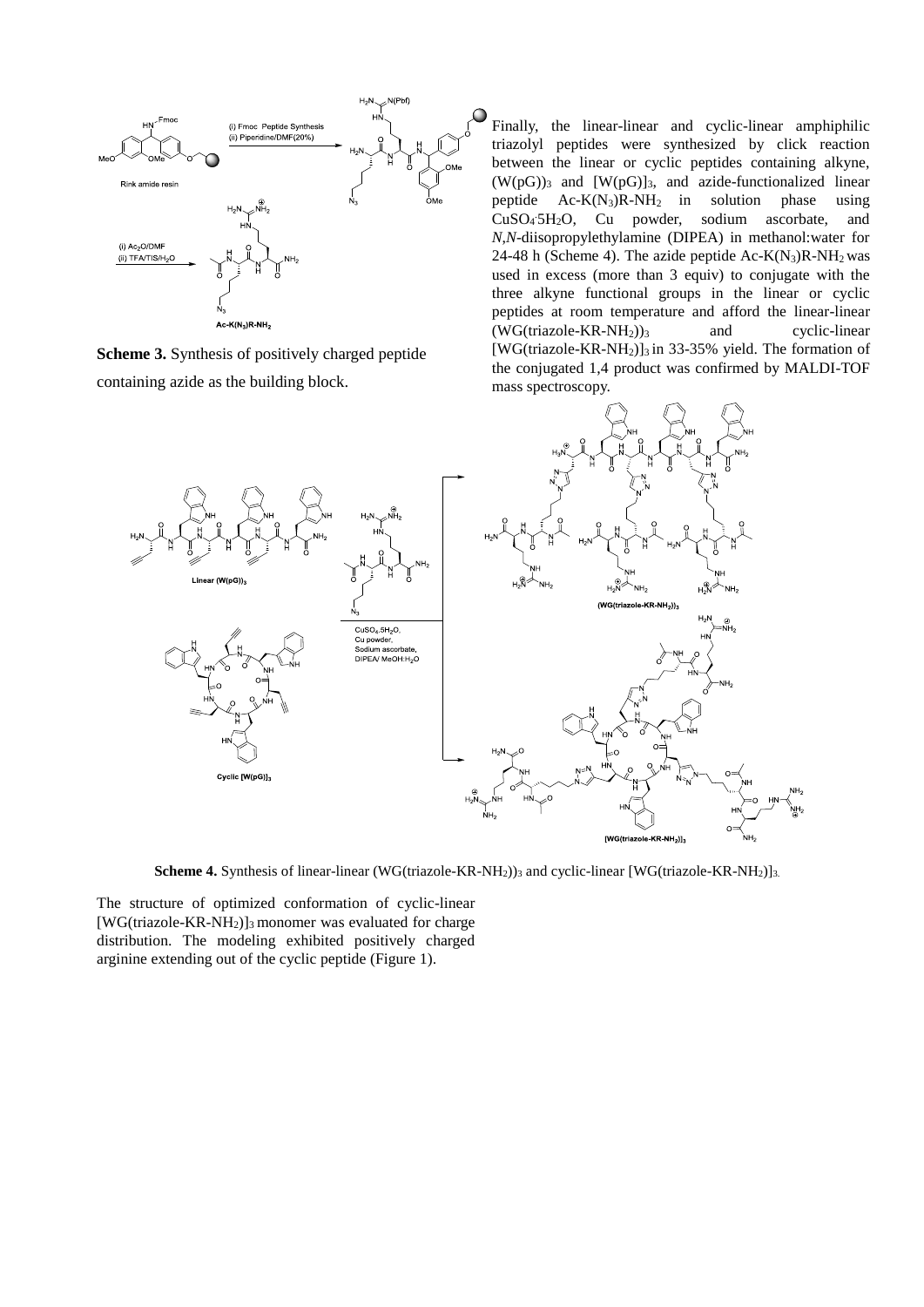**Scheme 3.** Synthesis of positively charged peptide containing azide as the building block.

Finally, the linear-linear and cyclic-linear amphiphilic triazolyl peptides were synthesized by click reaction between the linear or cyclic peptides containing alkyne, $(W(pG))_3$ and $[W(pG)]_3$, and azide-functionalized linear peptide Ac-K($N_3$)R-$NH_2$ in solution phase using $CuSO_4 \cdot 5H_2O$, Cu powder, sodium ascorbate, and *N,N*-diisopropylethylamine (DIPEA) in methanol:water for 24-48 h (Scheme 4). The azide peptide Ac-K($N_3$)R-$NH_2$ was used in excess (more than 3 equiv) to conjugate with the three alkyne functional groups in the linear or cyclic peptides at room temperature and afford the linear-linear (WG(triazole-KR-$NH_2$))$_3$ and cyclic-linear [WG(triazole-KR-$NH_2$)]$_3$ in 33-35% yield. The formation of the conjugated 1,4 product was confirmed by MALDI-TOF mass spectroscopy.

**Scheme 4.** Synthesis of linear-linear (WG(triazole-KR-$NH_2$))$_3$ and cyclic-linear [WG(triazole-KR-$NH_2$)]$_3$.

The structure of optimized conformation of cyclic-linear [WG(triazole-KR-$NH_2$)]$_3$ monomer was evaluated for charge distribution. The modeling exhibited positively charged arginine extending out of the cyclic peptide (Figure 1).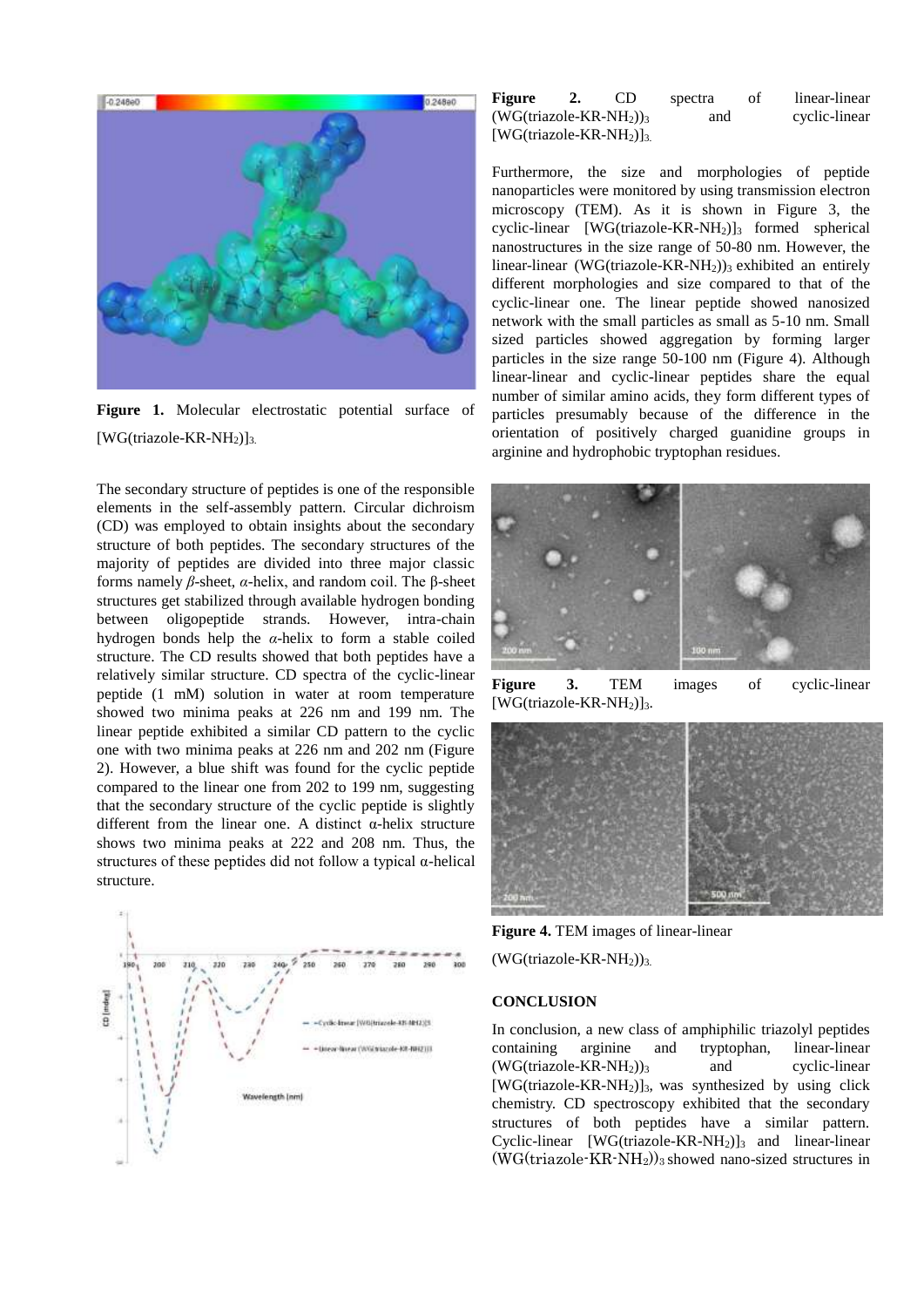**Figure 1.** Molecular electrostatic potential surface of [WG(triazole-KR-$NH_2$)]$_3$.

The secondary structure of peptides is one of the responsible elements in the self-assembly pattern. Circular dichroism (CD) was employed to obtain insights about the secondary structure of both peptides. The secondary structures of the majority of peptides are divided into three major classic forms namely *β*-sheet, *α*-helix, and random coil. The β-sheet structures get stabilized through available hydrogen bonding between oligopeptide strands. However, intra-chain hydrogen bonds help the *α*-helix to form a stable coiled structure. The CD results showed that both peptides have a relatively similar structure. CD spectra of the cyclic-linear peptide (1 mM) solution in water at room temperature showed two minima peaks at 226 nm and 199 nm. The linear peptide exhibited a similar CD pattern to the cyclic one with two minima peaks at 226 nm and 202 nm (Figure 2). However, a blue shift was found for the cyclic peptide compared to the linear one from 202 to 199 nm, suggesting that the secondary structure of the cyclic peptide is slightly different from the linear one. A distinct α-helix structure shows two minima peaks at 222 and 208 nm. Thus, the structures of these peptides did not follow a typical α-helical structure.

**Figure 2.** CD spectra of linear-linear (WG(triazole-KR-$NH_2$))$_3$ and cyclic-linear [WG(triazole-KR-$NH_2$)]$_3$.

Furthermore, the size and morphologies of peptide nanoparticles were monitored by using transmission electron microscopy (TEM). As it is shown in Figure 3, the cyclic-linear [WG(triazole-KR-$NH_2$)]$_3$ formed spherical nanostructures in the size range of 50-80 nm. However, the linear-linear (WG(triazole-KR-$NH_2$))$_3$ exhibited an entirely different morphologies and size compared to that of the cyclic-linear one. The linear peptide showed nanosized network with the small particles as small as 5-10 nm. Small sized particles showed aggregation by forming larger particles in the size range 50-100 nm (Figure 4). Although linear-linear and cyclic-linear peptides share the equal number of similar amino acids, they form different types of particles presumably because of the difference in the orientation of positively charged guanidine groups in arginine and hydrophobic tryptophan residues.

**Figure 3.** TEM images of cyclic-linear [WG(triazole-KR-$NH_2$)]$_3$.

**Figure 4.** TEM images of linear-linear (WG(triazole-KR-$NH_2$))$_3$.

## CONCLUSION

In conclusion, a new class of amphiphilic triazolyl peptides containing arginine and tryptophan, linear-linear (WG(triazole-KR-$NH_2$))$_3$ and cyclic-linear [WG(triazole-KR-$NH_2$)]$_3$, was synthesized by using click chemistry. CD spectroscopy exhibited that the secondary structures of both peptides have a similar pattern. Cyclic-linear [WG(triazole-KR-$NH_2$)]$_3$ and linear-linear (WG(triazole-KR-$NH_2$))$_3$ showed nano-sized structures in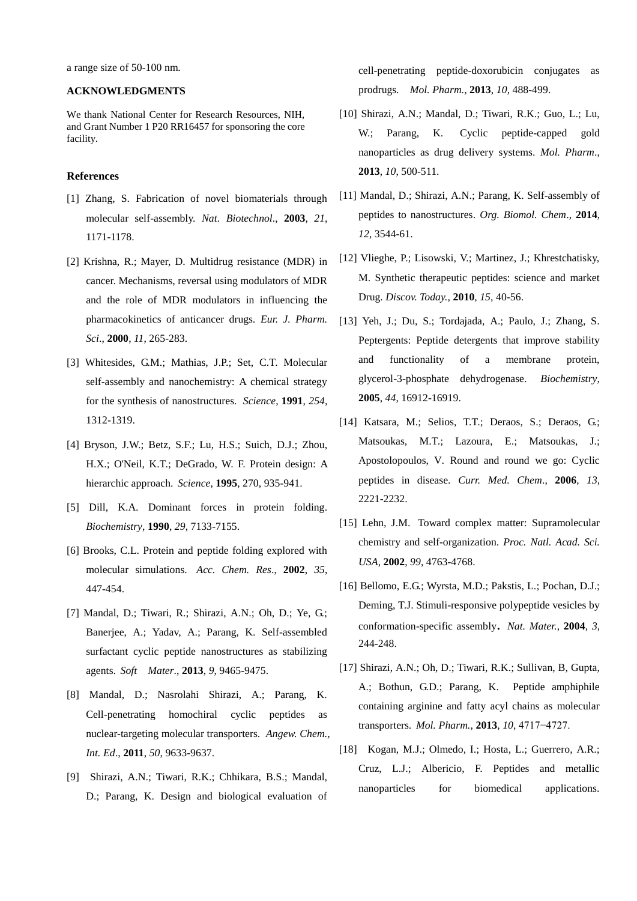a range size of 50-100 nm.

## ACKNOWLEDGMENTS

We thank National Center for Research Resources, NIH, and Grant Number 1 P20 RR16457 for sponsoring the core facility.

## References

[1] Zhang, S. Fabrication of novel biomaterials through molecular self-assembly. *Nat. Biotechnol*., **2003**, *21*, 1171-1178.

[2] Krishna, R.; Mayer, D. Multidrug resistance (MDR) in cancer. Mechanisms, reversal using modulators of MDR and the role of MDR modulators in influencing the pharmacokinetics of anticancer drugs. *Eur. J. Pharm. Sci*., **2000**, *11*, 265-283.

[3] Whitesides, G.M.; Mathias, J.P.; Set, C.T. Molecular self-assembly and nanochemistry: A chemical strategy for the synthesis of nanostructures. *Science*, **1991**, *254*, 1312-1319.

[4] Bryson, J.W.; Betz, S.F.; Lu, H.S.; Suich, D.J.; Zhou, H.X.; O'Neil, K.T.; DeGrado, W. F. Protein design: A hierarchic approach. *Science*, **1995**, 270, 935-941.

[5] Dill, K.A. Dominant forces in protein folding. *Biochemistry*, **1990**, *29*, 7133-7155.

[6] Brooks, C.L. Protein and peptide folding explored with molecular simulations. *Acc. Chem. Res*., **2002**, *35*, 447-454.

[7] Mandal, D.; Tiwari, R.; Shirazi, A.N.; Oh, D.; Ye, G.; Banerjee, A.; Yadav, A.; Parang, K. Self-assembled surfactant cyclic peptide nanostructures as stabilizing agents. *Soft Mater*., **2013**, *9*, 9465-9475.

[8] Mandal, D.; Nasrolahi Shirazi, A.; Parang, K. Cell-penetrating homochiral cyclic peptides as nuclear-targeting molecular transporters. *Angew. Chem., Int. Ed*., **2011**, *50*, 9633-9637.

[9] Shirazi, A.N.; Tiwari, R.K.; Chhikara, B.S.; Mandal, D.; Parang, K. Design and biological evaluation of cell-penetrating peptide-doxorubicin conjugates as prodrugs. *Mol. Pharm.*, **2013**, *10*, 488-499.

[10] Shirazi, A.N.; Mandal, D.; Tiwari, R.K.; Guo, L.; Lu, W.; Parang, K. Cyclic peptide-capped gold nanoparticles as drug delivery systems. *Mol. Pharm*., **2013**, *10*, 500-511.

[11] Mandal, D.; Shirazi, A.N.; Parang, K. Self-assembly of peptides to nanostructures. *Org. Biomol. Chem*., **2014**, *12*, 3544-61.

[12] Vlieghe, P.; Lisowski, V.; Martinez, J.; Khrestchatisky, M. Synthetic therapeutic peptides: science and market Drug. *Discov. Today.*, **2010**, *15*, 40-56.

[13] Yeh, J.; Du, S.; Tordajada, A.; Paulo, J.; Zhang, S. Peptergents: Peptide detergents that improve stability and functionality of a membrane protein, glycerol-3-phosphate dehydrogenase. *Biochemistry*, **2005**, *44*, 16912-16919.

[14] Katsara, M.; Selios, T.T.; Deraos, S.; Deraos, G.; Matsoukas, M.T.; Lazoura, E.; Matsoukas, J.; Apostolopoulos, V. Round and round we go: Cyclic peptides in disease. *Curr. Med. Chem*., **2006**, *13*, 2221-2232.

[15] Lehn, J.M. Toward complex matter: Supramolecular chemistry and self-organization. *Proc. Natl. Acad. Sci. USA*, **2002**, *99*, 4763-4768.

[16] Bellomo, E.G.; Wyrsta, M.D.; Pakstis, L.; Pochan, D.J.; Deming, T.J. Stimuli-responsive polypeptide vesicles by conformation-specific assembly. *Nat. Mater.*, **2004**, *3*, 244-248.

[17] Shirazi, A.N.; Oh, D.; Tiwari, R.K.; Sullivan, B, Gupta, A.; Bothun, G.D.; Parang, K. Peptide amphiphile containing arginine and fatty acyl chains as molecular transporters. *Mol. Pharm.*, **2013**, *10*, 4717−4727.

[18] Kogan, M.J.; Olmedo, I.; Hosta, L.; Guerrero, A.R.; Cruz, L.J.; Albericio, F. Peptides and metallic nanoparticles for biomedical applications.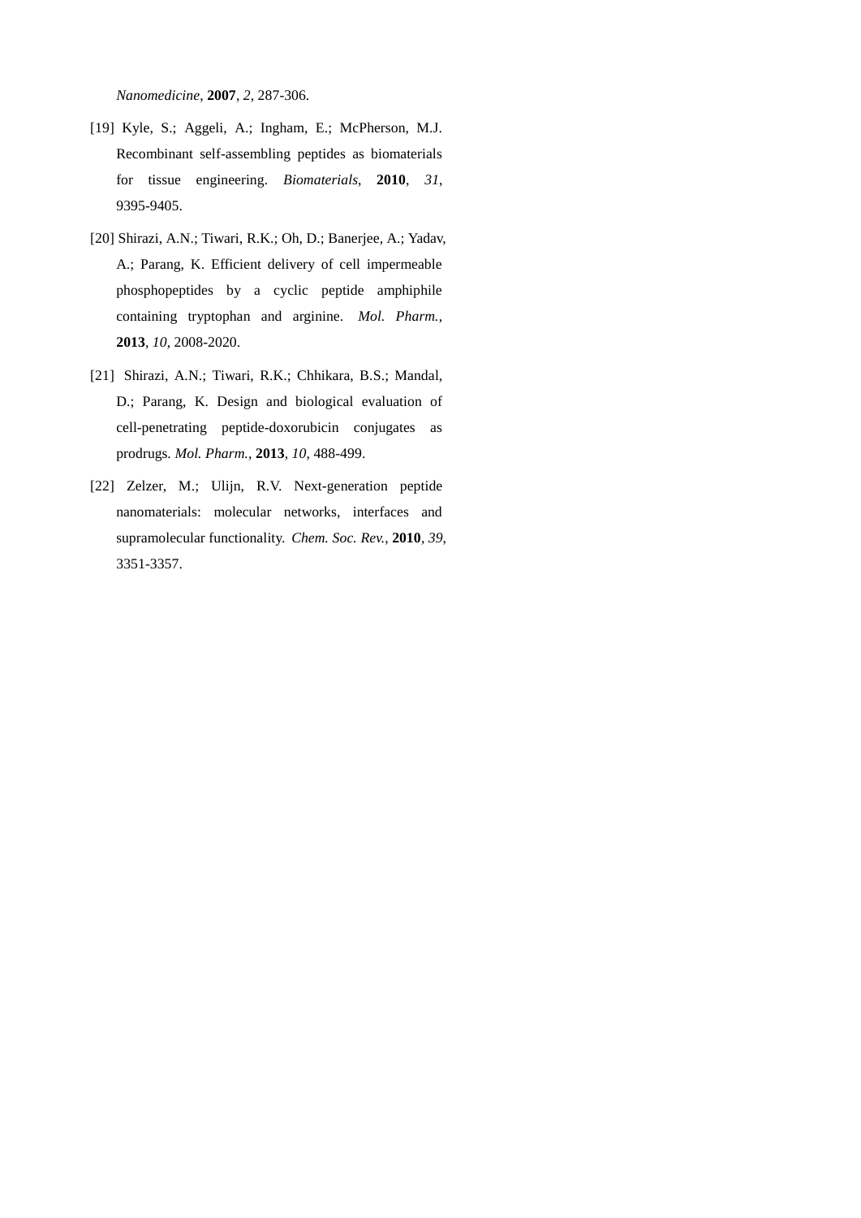*Nanomedicine*, **2007**, *2*, 287-306.

[19] Kyle, S.; Aggeli, A.; Ingham, E.; McPherson, M.J. Recombinant self-assembling peptides as biomaterials for tissue engineering. *Biomaterials*, **2010**, *31*, 9395-9405.

[20] Shirazi, A.N.; Tiwari, R.K.; Oh, D.; Banerjee, A.; Yadav, A.; Parang, K. Efficient delivery of cell impermeable phosphopeptides by a cyclic peptide amphiphile containing tryptophan and arginine. *Mol. Pharm.*, **2013**, *10*, 2008-2020.

[21] Shirazi, A.N.; Tiwari, R.K.; Chhikara, B.S.; Mandal, D.; Parang, K. Design and biological evaluation of cell-penetrating peptide-doxorubicin conjugates as prodrugs. *Mol. Pharm.*, **2013**, *10*, 488-499.

[22] Zelzer, M.; Ulijn, R.V. Next-generation peptide nanomaterials: molecular networks, interfaces and supramolecular functionality. *Chem. Soc. Rev.*, **2010**, *39*, 3351-3357.